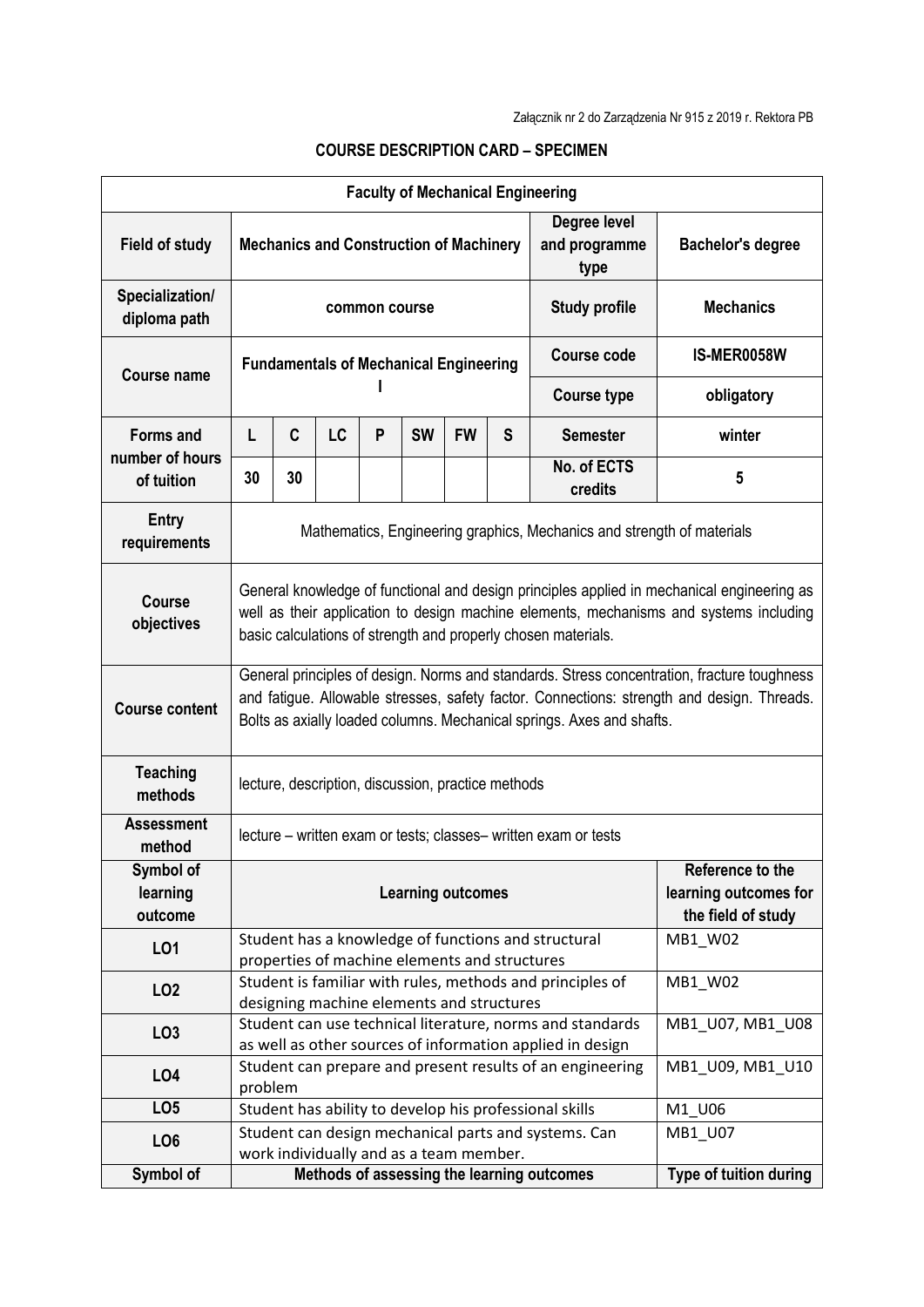Załącznik nr 2 do Zarządzenia Nr 915 z 2019 r. Rektora PB

**COURSE DESCRIPTION CARD – SPECIMEN**

| **Faculty of Mechanical Engineering** | | | | | | | | | |
|---|---|---|---|---|---|---|---|---|---|
| **Field of study** | **Mechanics and Construction of Machinery** | | | | | | | **Degree level and programme type** | **Bachelor's degree** |
| **Specialization/ diploma path** | **common course** | | | | | | | **Study profile** | **Mechanics** |
| **Course name** | **Fundamentals of Mechanical Engineering I** | | | | | | | **Course code** | **IS-MER0058W** |
| | | | | | | | | **Course type** | **obligatory** |
| **Forms and number of hours of tuition** | **L** | **C** | **LC** | **P** | **SW** | **FW** | **S** | **Semester** | **winter** |
| | **30** | **30** | | | | | | **No. of ECTS credits** | **5** |
| **Entry requirements** | Mathematics, Engineering graphics, Mechanics and strength of materials | | | | | | | | |
| **Course objectives** | General knowledge of functional and design principles applied in mechanical engineering as well as their application to design machine elements, mechanisms and systems including basic calculations of strength and properly chosen materials. | | | | | | | | |
| **Course content** | General principles of design. Norms and standards. Stress concentration, fracture toughness and fatigue. Allowable stresses, safety factor. Connections: strength and design. Threads. Bolts as axially loaded columns. Mechanical springs. Axes and shafts. | | | | | | | | |
| **Teaching methods** | lecture, description, discussion, practice methods | | | | | | | | |
| **Assessment method** | lecture – written exam or tests; classes– written exam or tests | | | | | | | | |
| **Symbol of learning outcome** | **Learning outcomes** | | | | | | | | **Reference to the learning outcomes for the field of study** |
| **LO1** | Student has a knowledge of functions and structural properties of machine elements and structures | | | | | | | | MB1_W02 |
| **LO2** | Student is familiar with rules, methods and principles of designing machine elements and structures | | | | | | | | MB1_W02 |
| **LO3** | Student can use technical literature, norms and standards as well as other sources of information applied in design | | | | | | | | MB1_U07, MB1_U08 |
| **LO4** | Student can prepare and present results of an engineering problem | | | | | | | | MB1_U09, MB1_U10 |
| **LO5** | Student has ability to develop his professional skills | | | | | | | | M1_U06 |
| **LO6** | Student can design mechanical parts and systems. Can work individually and as a team member. | | | | | | | | MB1_U07 |
| **Symbol of** | **Methods of assessing the learning outcomes** | | | | | | | | **Type of tuition during** |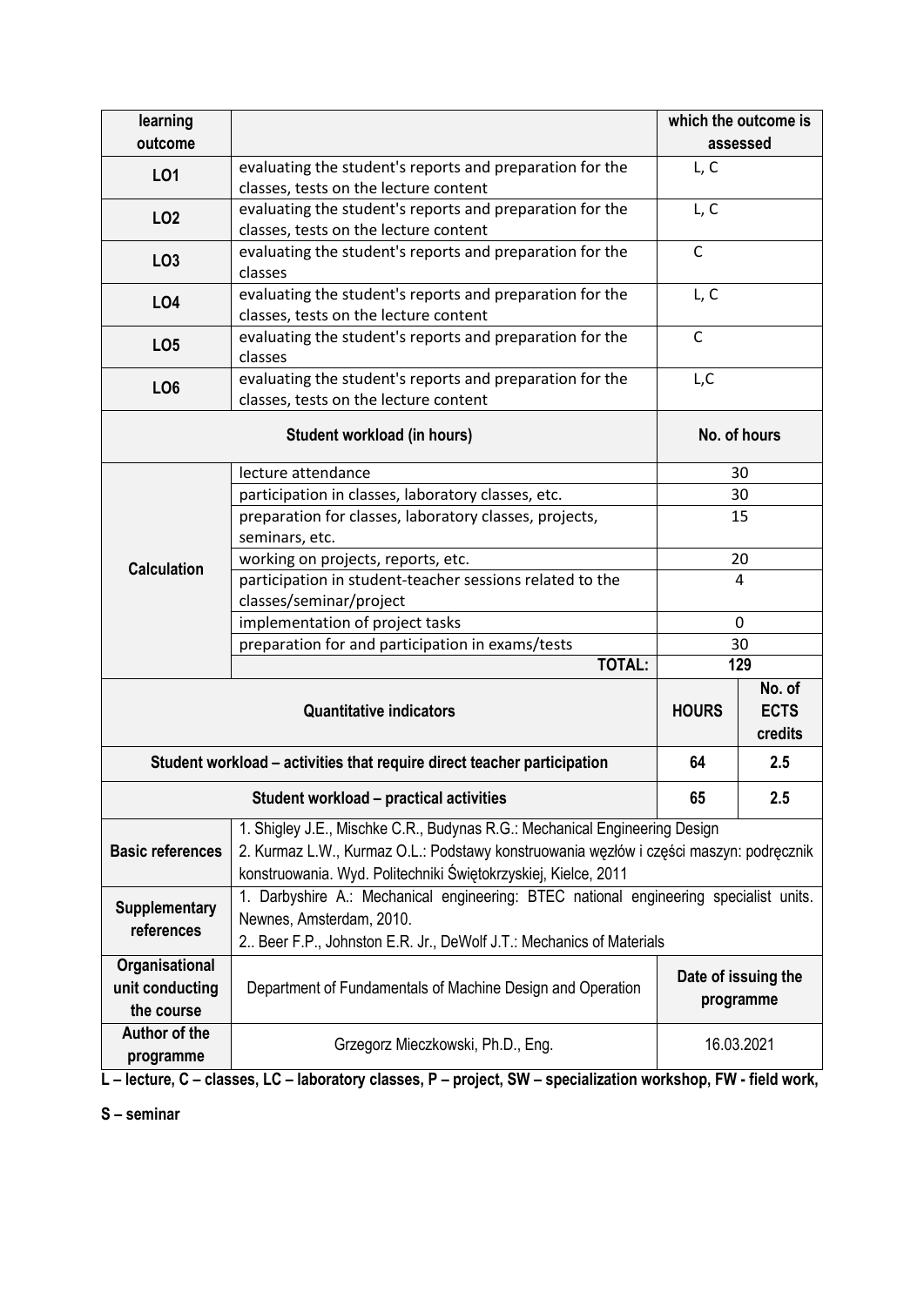| learning outcome | | which the outcome is assessed | |
|---|---|---|---|
| **LO1** | evaluating the student's reports and preparation for the classes, tests on the lecture content | L, C | |
| **LO2** | evaluating the student's reports and preparation for the classes, tests on the lecture content | L, C | |
| **LO3** | evaluating the student's reports and preparation for the classes | C | |
| **LO4** | evaluating the student's reports and preparation for the classes, tests on the lecture content | L, C | |
| **LO5** | evaluating the student's reports and preparation for the classes | C | |
| **LO6** | evaluating the student's reports and preparation for the classes, tests on the lecture content | L,C | |
| **Student workload (in hours)** | | **No. of hours** | |
| **Calculation** | lecture attendance | 30 | |
| | participation in classes, laboratory classes, etc. | 30 | |
| | preparation for classes, laboratory classes, projects, seminars, etc. | 15 | |
| | working on projects, reports, etc. | 20 | |
| | participation in student-teacher sessions related to the classes/seminar/project | 4 | |
| | implementation of project tasks | 0 | |
| | preparation for and participation in exams/tests | 30 | |
| | **TOTAL:** | **129** | |
| **Quantitative indicators** | | **HOURS** | **No. of ECTS credits** |
| **Student workload – activities that require direct teacher participation** | | **64** | **2.5** |
| **Student workload – practical activities** | | **65** | **2.5** |
| **Basic references** | 1. Shigley J.E., Mischke C.R., Budynas R.G.: Mechanical Engineering Design<br>2. Kurmaz L.W., Kurmaz O.L.: Podstawy konstruowania węzłów i części maszyn: podręcznik konstruowania. Wyd. Politechniki Świętokrzyskiej, Kielce, 2011 | | |
| **Supplementary references** | 1. Darbyshire A.: Mechanical engineering: BTEC national engineering specialist units. Newnes, Amsterdam, 2010.<br>2.. Beer F.P., Johnston E.R. Jr., DeWolf J.T.: Mechanics of Materials | | |
| **Organisational unit conducting the course** | Department of Fundamentals of Machine Design and Operation | **Date of issuing the programme** | |
| **Author of the programme** | Grzegorz Mieczkowski, Ph.D., Eng. | 16.03.2021 | |

**L – lecture, C – classes, LC – laboratory classes, P – project, SW – specialization workshop, FW - field work, S – seminar**